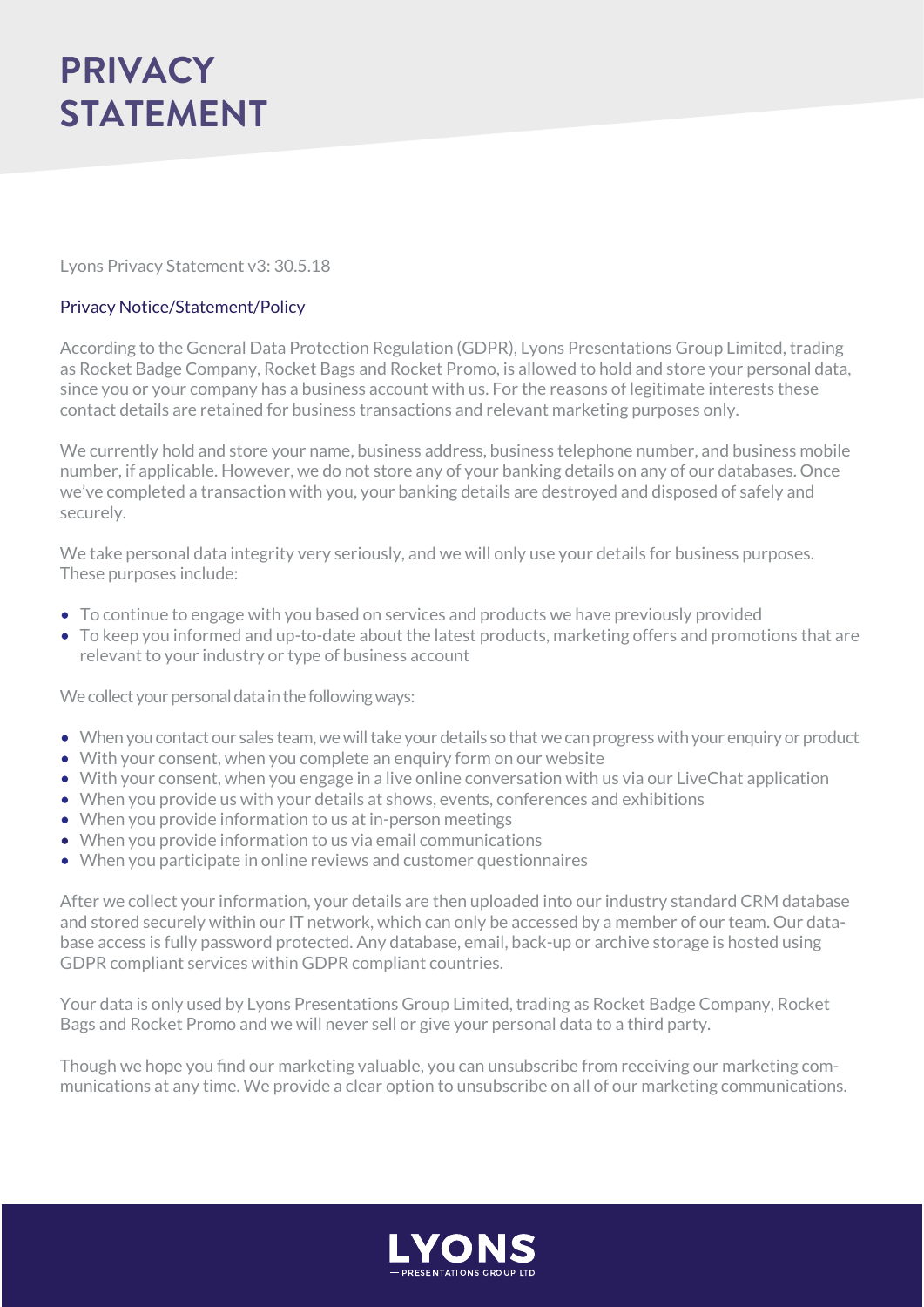# PRIVACY STATEMENT

Lyons Privacy Statement v3: 30.5.18

## Privacy Notice/Statement/Policy

According to the General Data Protection Regulation (GDPR), Lyons Presentations Group Limited, trading as Rocket Badge Company, Rocket Bags and Rocket Promo, is allowed to hold and store your personal data, since you or your company has a business account with us. For the reasons of legitimate interests these contact details are retained for business transactions and relevant marketing purposes only.

We currently hold and store your name, business address, business telephone number, and business mobile number, if applicable. However, we do not store any of your banking details on any of our databases. Once we've completed a transaction with you, your banking details are destroyed and disposed of safely and securely.

We take personal data integrity very seriously, and we will only use your details for business purposes. These purposes include:

- To continue to engage with you based on services and products we have previously provided
- To keep you informed and up-to-date about the latest products, marketing offers and promotions that are relevant to your industry or type of business account

We collect your personal data in the following ways:

- When you contact our sales team, we will take your details so that we can progress with your enquiry or product
- With your consent, when you complete an enquiry form on our website
- With your consent, when you engage in a live online conversation with us via our LiveChat application
- When you provide us with your details at shows, events, conferences and exhibitions
- When you provide information to us at in-person meetings
- When you provide information to us via email communications
- When you participate in online reviews and customer questionnaires

After we collect your information, your details are then uploaded into our industry standard CRM database and stored securely within our IT network, which can only be accessed by a member of our team. Our database access is fully password protected. Any database, email, back-up or archive storage is hosted using GDPR compliant services within GDPR compliant countries.

Your data is only used by Lyons Presentations Group Limited, trading as Rocket Badge Company, Rocket Bags and Rocket Promo and we will never sell or give your personal data to a third party.

Though we hope you find our marketing valuable, you can unsubscribe from receiving our marketing communications at any time. We provide a clear option to unsubscribe on all of our marketing communications.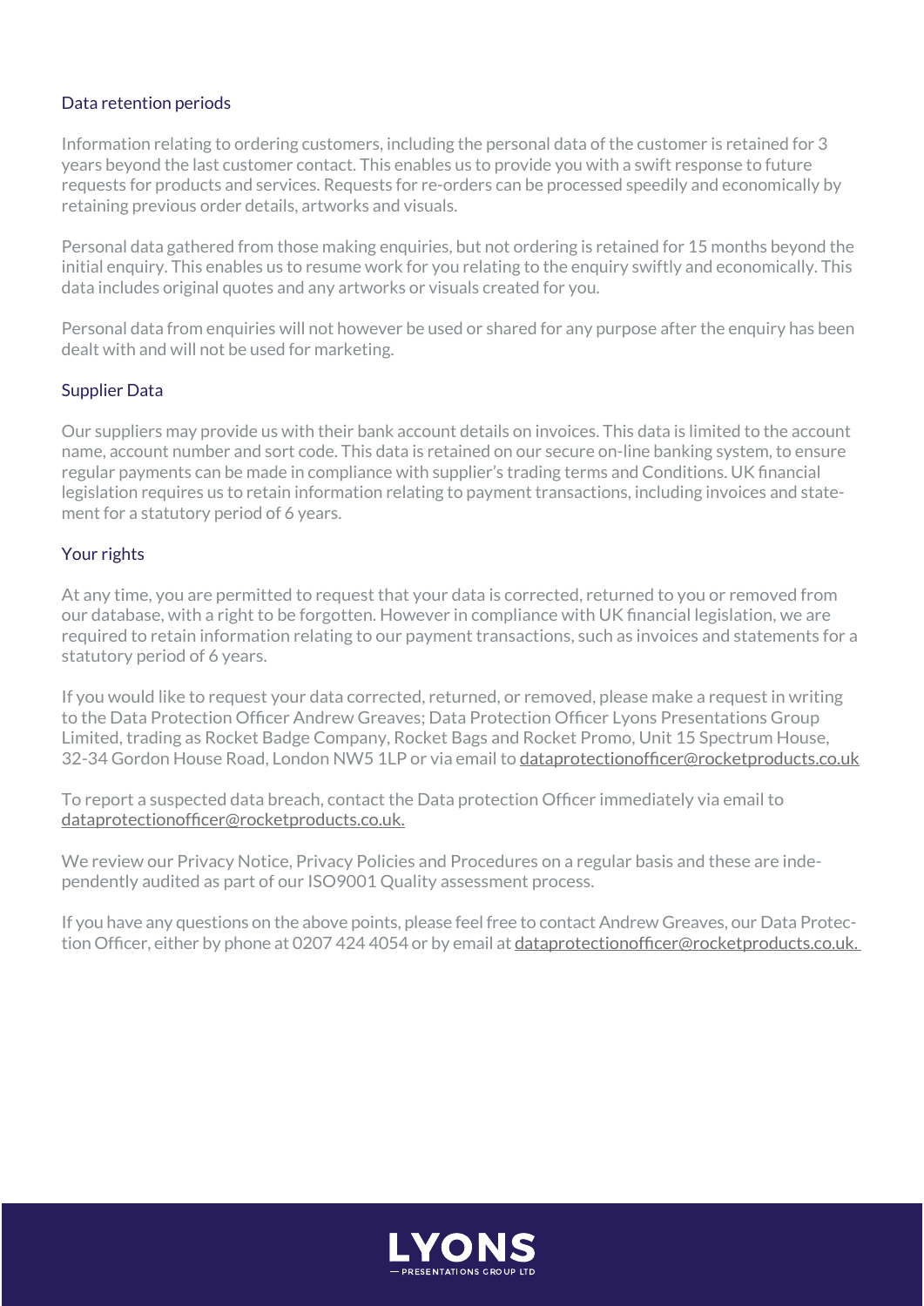## Data retention periods

Information relating to ordering customers, including the personal data of the customer is retained for 3 years beyond the last customer contact. This enables us to provide you with a swift response to future requests for products and services. Requests for re-orders can be processed speedily and economically by retaining previous order details, artworks and visuals.

Personal data gathered from those making enquiries, but not ordering is retained for 15 months beyond the initial enquiry. This enables us to resume work for you relating to the enquiry swiftly and economically. This data includes original quotes and any artworks or visuals created for you.

Personal data from enquiries will not however be used or shared for any purpose after the enquiry has been dealt with and will not be used for marketing.

## Supplier Data

Our suppliers may provide us with their bank account details on invoices. This data is limited to the account name, account number and sort code. This data is retained on our secure on-line banking system, to ensure regular payments can be made in compliance with supplier's trading terms and Conditions. UK financial legislation requires us to retain information relating to payment transactions, including invoices and statement for a statutory period of 6 years.

## Your rights

At any time, you are permitted to request that your data is corrected, returned to you or removed from our database, with a right to be forgotten. However in compliance with UK financial legislation, we are required to retain information relating to our payment transactions, such as invoices and statements for a statutory period of 6 years.

If you would like to request your data corrected, returned, or removed, please make a request in writing to the Data Protection Officer Andrew Greaves; Data Protection Officer Lyons Presentations Group Limited, trading as Rocket Badge Company, Rocket Bags and Rocket Promo, Unit 15 Spectrum House, 32-34 Gordon House Road, London NW5 1LP or via email to dataprotectionofficer@rocketproducts.co.uk

To report a suspected data breach, contact the Data protection Officer immediately via email to dataprotectionofficer@rocketproducts.co.uk.

We review our Privacy Notice, Privacy Policies and Procedures on a regular basis and these are independently audited as part of our ISO9001 Quality assessment process.

If you have any questions on the above points, please feel free to contact Andrew Greaves, our Data Protection Officer, either by phone at 0207 424 4054 or by email at dataprotectionofficer@rocketproducts.co.uk.

LYONS
— PRESENTATIONS GROUP LTD